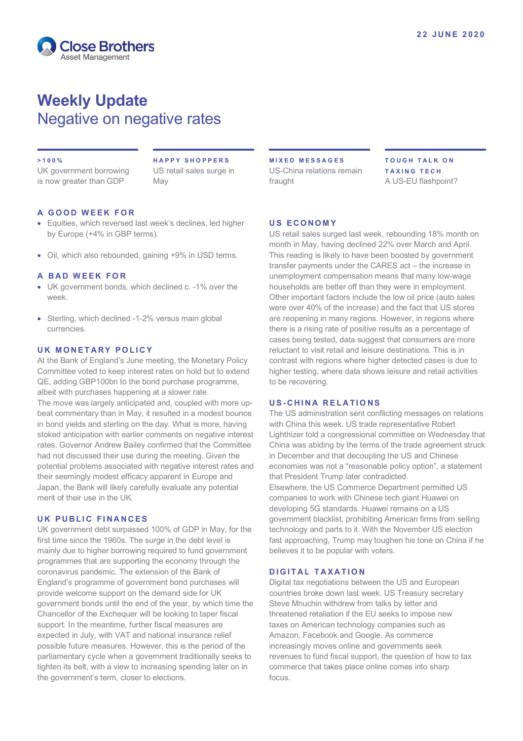22 JUNE 2020

Close Brothers
Asset Management

# Weekly Update
## Negative on negative rates

**>100%**
UK government borrowing is now greater than GDP

**HAPPY SHOPPERS**
US retail sales surge in May

**MIXED MESSAGES**
US-China relations remain fraught

**TOUGH TALK ON TAXING TECH**
A US-EU flashpoint?

### A GOOD WEEK FOR

- Equities, which reversed last week's declines, led higher by Europe (+4% in GBP terms).
- Oil, which also rebounded, gaining +9% in USD terms.

### A BAD WEEK FOR

- UK government bonds, which declined c. -1% over the week.
- Sterling, which declined -1-2% versus main global currencies.

### UK MONETARY POLICY

At the Bank of England's June meeting, the Monetary Policy Committee voted to keep interest rates on hold but to extend QE, adding GBP100bn to the bond purchase programme, albeit with purchases happening at a slower rate.
The move was largely anticipated and, coupled with more up-beat commentary than in May, it resulted in a modest bounce in bond yields and sterling on the day. What is more, having stoked anticipation with earlier comments on negative interest rates, Governor Andrew Bailey confirmed that the Committee had not discussed their use during the meeting. Given the potential problems associated with negative interest rates and their seemingly modest efficacy apparent in Europe and Japan, the Bank will likely carefully evaluate any potential merit of their use in the UK.

### UK PUBLIC FINANCES

UK government debt surpassed 100% of GDP in May, for the first time since the 1960s. The surge in the debt level is mainly due to higher borrowing required to fund government programmes that are supporting the economy through the coronavirus pandemic. The extension of the Bank of England's programme of government bond purchases will provide welcome support on the demand side for UK government bonds until the end of the year, by which time the Chancellor of the Exchequer will be looking to taper fiscal support. In the meantime, further fiscal measures are expected in July, with VAT and national insurance relief possible future measures. However, this is the period of the parliamentary cycle when a government traditionally seeks to tighten its belt, with a view to increasing spending later on in the government's term, closer to elections.

### US ECONOMY

US retail sales surged last week, rebounding 18% month on month in May, having declined 22% over March and April. This reading is likely to have been boosted by government transfer payments under the CARES act – the increase in unemployment compensation means that many low-wage households are better off than they were in employment. Other important factors include the low oil price (auto sales were over 40% of the increase) and the fact that US stores are reopening in many regions. However, in regions where there is a rising rate of positive results as a percentage of cases being tested, data suggest that consumers are more reluctant to visit retail and leisure destinations. This is in contrast with regions where higher detected cases is due to higher testing, where data shows leisure and retail activities to be recovering.

### US-CHINA RELATIONS

The US administration sent conflicting messages on relations with China this week. US trade representative Robert Lighthizer told a congressional committee on Wednesday that China was abiding by the terms of the trade agreement struck in December and that decoupling the US and Chinese economies was not a "reasonable policy option", a statement that President Trump later contradicted.
Elsewhere, the US Commerce Department permitted US companies to work with Chinese tech giant Huawei on developing 5G standards. Huawei remains on a US government blacklist, prohibiting American firms from selling technology and parts to it. With the November US election fast approaching, Trump may toughen his tone on China if he believes it to be popular with voters.

### DIGITAL TAXATION

Digital tax negotiations between the US and European countries broke down last week. US Treasury secretary Steve Mnuchin withdrew from talks by letter and threatened retaliation if the EU seeks to impose new taxes on American technology companies such as Amazon, Facebook and Google. As commerce increasingly moves online and governments seek revenues to fund fiscal support, the question of how to tax commerce that takes place online comes into sharp focus.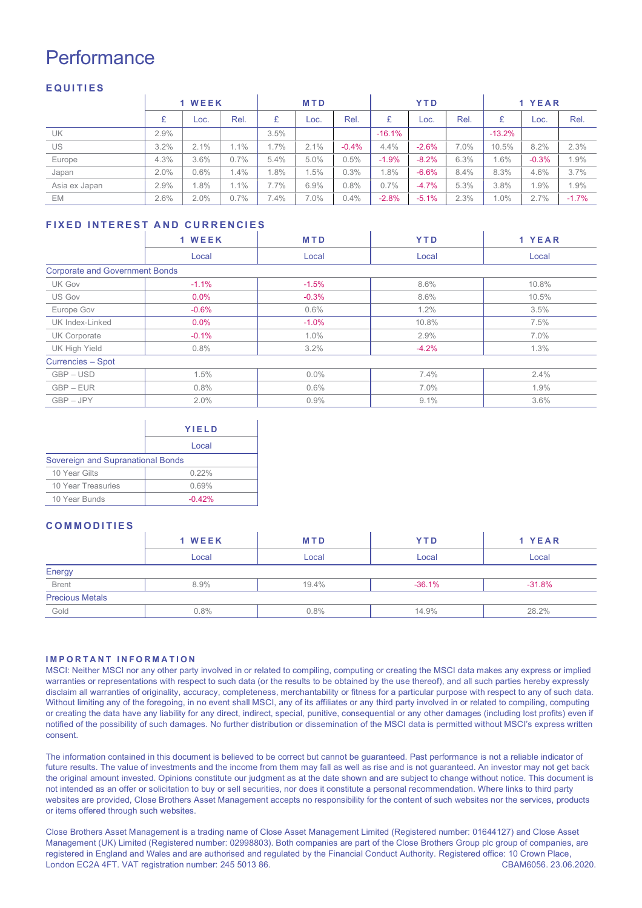# Performance

## EQUITIES

| | 1 WEEK | | | MTD | | | YTD | | | 1 YEAR | | |
|---|---|---|---|---|---|---|---|---|---|---|---|---|
| | £ | Loc. | Rel. | £ | Loc. | Rel. | £ | Loc. | Rel. | £ | Loc. | Rel. |
| UK | 2.9% | | | 3.5% | | | -16.1% | | | -13.2% | | |
| US | 3.2% | 2.1% | 1.1% | 1.7% | 2.1% | -0.4% | 4.4% | -2.6% | 7.0% | 10.5% | 8.2% | 2.3% |
| Europe | 4.3% | 3.6% | 0.7% | 5.4% | 5.0% | 0.5% | -1.9% | -8.2% | 6.3% | 1.6% | -0.3% | 1.9% |
| Japan | 2.0% | 0.6% | 1.4% | 1.8% | 1.5% | 0.3% | 1.8% | -6.6% | 8.4% | 8.3% | 4.6% | 3.7% |
| Asia ex Japan | 2.9% | 1.8% | 1.1% | 7.7% | 6.9% | 0.8% | 0.7% | -4.7% | 5.3% | 3.8% | 1.9% | 1.9% |
| EM | 2.6% | 2.0% | 0.7% | 7.4% | 7.0% | 0.4% | -2.8% | -5.1% | 2.3% | 1.0% | 2.7% | -1.7% |

## FIXED INTEREST AND CURRENCIES

| | 1 WEEK | MTD | YTD | 1 YEAR |
|---|---|---|---|---|
| | Local | Local | Local | Local |
| **Corporate and Government Bonds** | | | | |
| UK Gov | -1.1% | -1.5% | 8.6% | 10.8% |
| US Gov | 0.0% | -0.3% | 8.6% | 10.5% |
| Europe Gov | -0.6% | 0.6% | 1.2% | 3.5% |
| UK Index-Linked | 0.0% | -1.0% | 10.8% | 7.5% |
| UK Corporate | -0.1% | 1.0% | 2.9% | 7.0% |
| UK High Yield | 0.8% | 3.2% | -4.2% | 1.3% |
| **Currencies – Spot** | | | | |
| GBP – USD | 1.5% | 0.0% | 7.4% | 2.4% |
| GBP – EUR | 0.8% | 0.6% | 7.0% | 1.9% |
| GBP – JPY | 2.0% | 0.9% | 9.1% | 3.6% |

| | YIELD |
|---|---|
| | Local |
| **Sovereign and Supranational Bonds** | |
| 10 Year Gilts | 0.22% |
| 10 Year Treasuries | 0.69% |
| 10 Year Bunds | -0.42% |

## COMMODITIES

| | 1 WEEK | MTD | YTD | 1 YEAR |
|---|---|---|---|---|
| | Local | Local | Local | Local |
| **Energy** | | | | |
| Brent | 8.9% | 19.4% | -36.1% | -31.8% |
| **Precious Metals** | | | | |
| Gold | 0.8% | 0.8% | 14.9% | 28.2% |

### IMPORTANT INFORMATION

MSCI: Neither MSCI nor any other party involved in or related to compiling, computing or creating the MSCI data makes any express or implied warranties or representations with respect to such data (or the results to be obtained by the use thereof), and all such parties hereby expressly disclaim all warranties of originality, accuracy, completeness, merchantability or fitness for a particular purpose with respect to any of such data. Without limiting any of the foregoing, in no event shall MSCI, any of its affiliates or any third party involved in or related to compiling, computing or creating the data have any liability for any direct, indirect, special, punitive, consequential or any other damages (including lost profits) even if notified of the possibility of such damages. No further distribution or dissemination of the MSCI data is permitted without MSCI's express written consent.

The information contained in this document is believed to be correct but cannot be guaranteed. Past performance is not a reliable indicator of future results. The value of investments and the income from them may fall as well as rise and is not guaranteed. An investor may not get back the original amount invested. Opinions constitute our judgment as at the date shown and are subject to change without notice. This document is not intended as an offer or solicitation to buy or sell securities, nor does it constitute a personal recommendation. Where links to third party websites are provided, Close Brothers Asset Management accepts no responsibility for the content of such websites nor the services, products or items offered through such websites.

Close Brothers Asset Management is a trading name of Close Asset Management Limited (Registered number: 01644127) and Close Asset Management (UK) Limited (Registered number: 02998803). Both companies are part of the Close Brothers Group plc group of companies, are registered in England and Wales and are authorised and regulated by the Financial Conduct Authority. Registered office: 10 Crown Place, London EC2A 4FT. VAT registration number: 245 5013 86. CBAM6056. 23.06.2020.